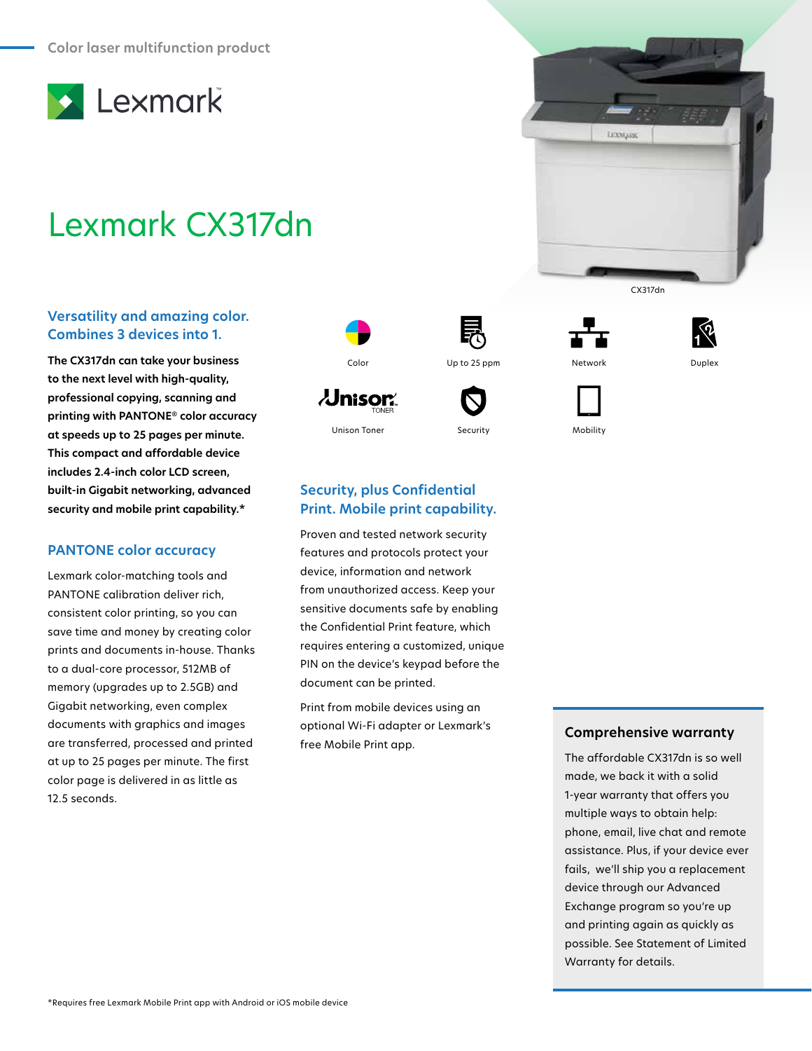Color laser multifunction product

Lexmark

# Lexmark CX317dn

CX317dn

Color | Up to 25 ppm | Network | Duplex | Unison Toner | Security | Mobility

## Versatility and amazing color. Combines 3 devices into 1.

**The CX317dn can take your business to the next level with high-quality, professional copying, scanning and printing with PANTONE® color accuracy at speeds up to 25 pages per minute. This compact and affordable device includes 2.4-inch color LCD screen, built-in Gigabit networking, advanced security and mobile print capability.***

## PANTONE color accuracy

Lexmark color-matching tools and PANTONE calibration deliver rich, consistent color printing, so you can save time and money by creating color prints and documents in-house. Thanks to a dual-core processor, 512MB of memory (upgrades up to 2.5GB) and Gigabit networking, even complex documents with graphics and images are transferred, processed and printed at up to 25 pages per minute. The first color page is delivered in as little as 12.5 seconds.

## Security, plus Confidential Print. Mobile print capability.

Proven and tested network security features and protocols protect your device, information and network from unauthorized access. Keep your sensitive documents safe by enabling the Confidential Print feature, which requires entering a customized, unique PIN on the device's keypad before the document can be printed.

Print from mobile devices using an optional Wi-Fi adapter or Lexmark's free Mobile Print app.

## Comprehensive warranty

The affordable CX317dn is so well made, we back it with a solid 1-year warranty that offers you multiple ways to obtain help: phone, email, live chat and remote assistance. Plus, if your device ever fails, we'll ship you a replacement device through our Advanced Exchange program so you're up and printing again as quickly as possible. See Statement of Limited Warranty for details.

*Requires free Lexmark Mobile Print app with Android or iOS mobile device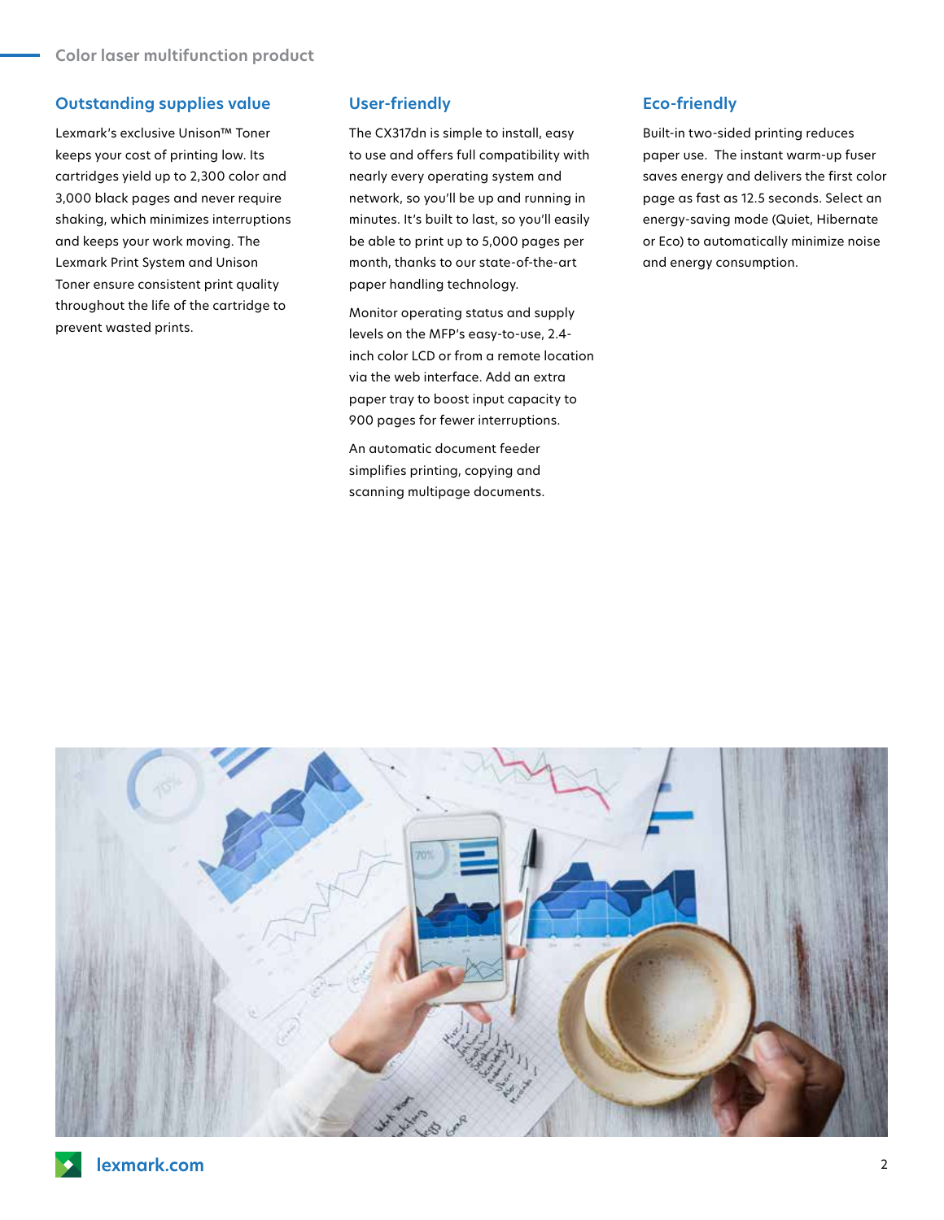## Outstanding supplies value

Lexmark's exclusive Unison™ Toner keeps your cost of printing low. Its cartridges yield up to 2,300 color and 3,000 black pages and never require shaking, which minimizes interruptions and keeps your work moving. The Lexmark Print System and Unison Toner ensure consistent print quality throughout the life of the cartridge to prevent wasted prints.

## User-friendly

The CX317dn is simple to install, easy to use and offers full compatibility with nearly every operating system and network, so you'll be up and running in minutes. It's built to last, so you'll easily be able to print up to 5,000 pages per month, thanks to our state-of-the-art paper handling technology.

Monitor operating status and supply levels on the MFP's easy-to-use, 2.4-inch color LCD or from a remote location via the web interface. Add an extra paper tray to boost input capacity to 900 pages for fewer interruptions.

An automatic document feeder simplifies printing, copying and scanning multipage documents.

## Eco-friendly

Built-in two-sided printing reduces paper use. The instant warm-up fuser saves energy and delivers the first color page as fast as 12.5 seconds. Select an energy-saving mode (Quiet, Hibernate or Eco) to automatically minimize noise and energy consumption.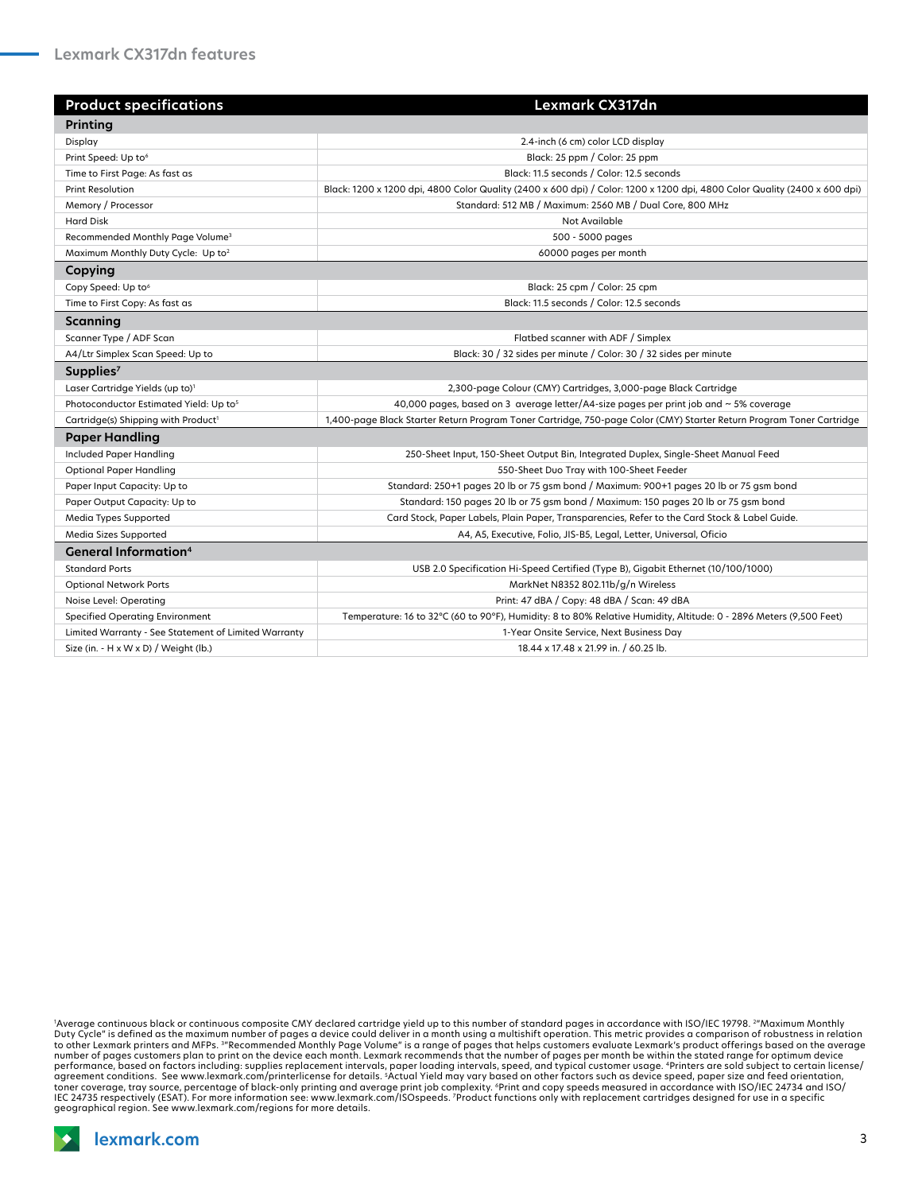## Lexmark CX317dn features

| Product specifications | Lexmark CX317dn |
| --- | --- |
| **Printing** | |
| Display | 2.4-inch (6 cm) color LCD display |
| Print Speed: Up to[6] | Black: 25 ppm / Color: 25 ppm |
| Time to First Page: As fast as | Black: 11.5 seconds / Color: 12.5 seconds |
| Print Resolution | Black: 1200 x 1200 dpi, 4800 Color Quality (2400 x 600 dpi) / Color: 1200 x 1200 dpi, 4800 Color Quality (2400 x 600 dpi) |
| Memory / Processor | Standard: 512 MB / Maximum: 2560 MB / Dual Core, 800 MHz |
| Hard Disk | Not Available |
| Recommended Monthly Page Volume[3] | 500 - 5000 pages |
| Maximum Monthly Duty Cycle: Up to[2] | 60000 pages per month |
| **Copying** | |
| Copy Speed: Up to[6] | Black: 25 cpm / Color: 25 cpm |
| Time to First Copy: As fast as | Black: 11.5 seconds / Color: 12.5 seconds |
| **Scanning** | |
| Scanner Type / ADF Scan | Flatbed scanner with ADF / Simplex |
| A4/Ltr Simplex Scan Speed: Up to | Black: 30 / 32 sides per minute / Color: 30 / 32 sides per minute |
| **Supplies[7]** | |
| Laser Cartridge Yields (up to)[1] | 2,300-page Colour (CMY) Cartridges, 3,000-page Black Cartridge |
| Photoconductor Estimated Yield: Up to[5] | 40,000 pages, based on 3 average letter/A4-size pages per print job and ~ 5% coverage |
| Cartridge(s) Shipping with Product[1] | 1,400-page Black Starter Return Program Toner Cartridge, 750-page Color (CMY) Starter Return Program Toner Cartridge |
| **Paper Handling** | |
| Included Paper Handling | 250-Sheet Input, 150-Sheet Output Bin, Integrated Duplex, Single-Sheet Manual Feed |
| Optional Paper Handling | 550-Sheet Duo Tray with 100-Sheet Feeder |
| Paper Input Capacity: Up to | Standard: 250+1 pages 20 lb or 75 gsm bond / Maximum: 900+1 pages 20 lb or 75 gsm bond |
| Paper Output Capacity: Up to | Standard: 150 pages 20 lb or 75 gsm bond / Maximum: 150 pages 20 lb or 75 gsm bond |
| Media Types Supported | Card Stock, Paper Labels, Plain Paper, Transparencies, Refer to the Card Stock & Label Guide. |
| Media Sizes Supported | A4, A5, Executive, Folio, JIS-B5, Legal, Letter, Universal, Oficio |
| **General Information[4]** | |
| Standard Ports | USB 2.0 Specification Hi-Speed Certified (Type B), Gigabit Ethernet (10/100/1000) |
| Optional Network Ports | MarkNet N8352 802.11b/g/n Wireless |
| Noise Level: Operating | Print: 47 dBA / Copy: 48 dBA / Scan: 49 dBA |
| Specified Operating Environment | Temperature: 16 to 32°C (60 to 90°F), Humidity: 8 to 80% Relative Humidity, Altitude: 0 - 2896 Meters (9,500 Feet) |
| Limited Warranty - See Statement of Limited Warranty | 1-Year Onsite Service, Next Business Day |
| Size (in. - H x W x D) / Weight (lb.) | 18.44 x 17.48 x 21.99 in. / 60.25 lb. |

[1]Average continuous black or continuous composite CMY declared cartridge yield up to this number of standard pages in accordance with ISO/IEC 19798. [2]"Maximum Monthly Duty Cycle" is defined as the maximum number of pages a device could deliver in a month using a multishift operation. This metric provides a comparison of robustness in relation to other Lexmark printers and MFPs. [3]"Recommended Monthly Page Volume" is a range of pages that helps customers evaluate Lexmark's product offerings based on the average number of pages customers plan to print on the device each month. Lexmark recommends that the number of pages per month be within the stated range for optimum device performance, based on factors including: supplies replacement intervals, paper loading intervals, speed, and typical customer usage. [4]Printers are sold subject to certain license/agreement conditions. See www.lexmark.com/printerlicense for details. [5]Actual Yield may vary based on other factors such as device speed, paper size and feed orientation, toner coverage, tray source, percentage of black-only printing and average print job complexity. [6]Print and copy speeds measured in accordance with ISO/IEC 24734 and ISO/IEC 24735 respectively (ESAT). For more information see: www.lexmark.com/ISOspeeds. [7]Product functions only with replacement cartridges designed for use in a specific geographical region. See www.lexmark.com/regions for more details.

lexmark.com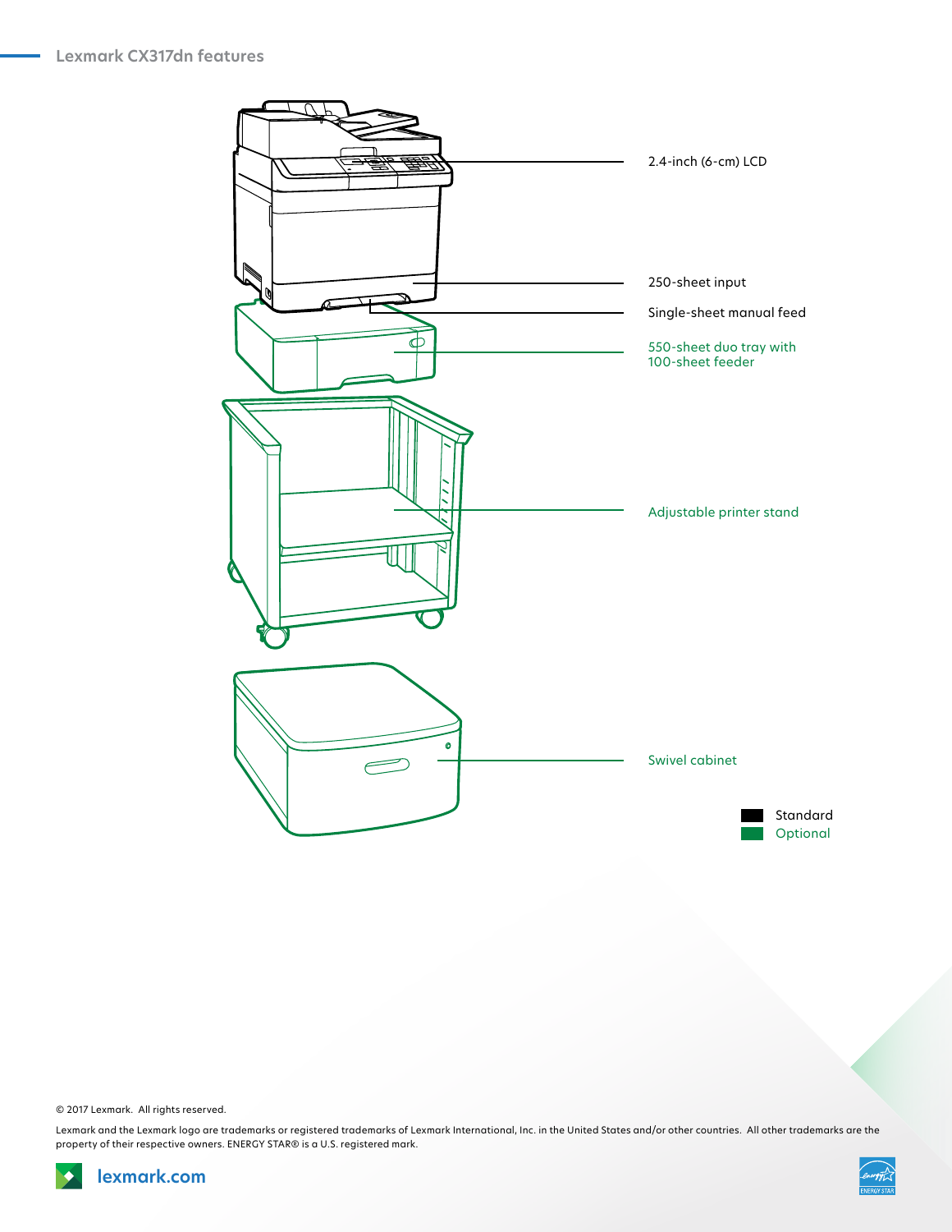## Lexmark CX317dn features

2.4-inch (6-cm) LCD

250-sheet input

Single-sheet manual feed

550-sheet duo tray with 100-sheet feeder

Adjustable printer stand

Swivel cabinet

Standard

Optional

© 2017 Lexmark. All rights reserved.

Lexmark and the Lexmark logo are trademarks or registered trademarks of Lexmark International, Inc. in the United States and/or other countries. All other trademarks are the property of their respective owners. ENERGY STAR® is a U.S. registered mark.

lexmark.com